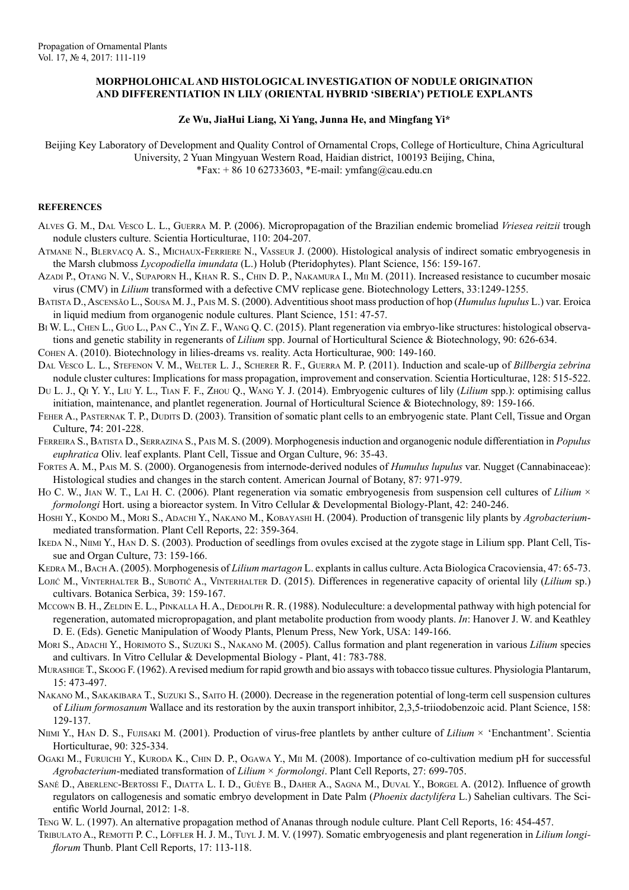# MORPHOLOHICAL AND HISTOLOGICAL INVESTIGATION OF NODULE ORIGINATION AND DIFFERENTIATION IN LILY (ORIENTAL HYBRID 'SIBERIA') PETIOLE EXPLANTS

**Ze Wu, JiaHui Liang, Xi Yang, Junna He, and Mingfang Yi***

Beijing Key Laboratory of Development and Quality Control of Ornamental Crops, College of Horticulture, China Agricultural University, 2 Yuan Mingyuan Western Road, Haidian district, 100193 Beijing, China,
*Fax: + 86 10 62733603, *E-mail: ymfang@cau.edu.cn

## REFERENCES

Alves G. M., Dal Vesco L. L., Guerra M. P. (2006). Micropropagation of the Brazilian endemic bromeliad *Vriesea reitzii* trough nodule clusters culture. Scientia Horticulturae, 110: 204-207.

Atmane N., Blervacq A. S., Michaux-Ferriere N., Vasseur J. (2000). Histological analysis of indirect somatic embryogenesis in the Marsh clubmoss *Lycopodiella imundata* (L.) Holub (Pteridophytes). Plant Science, 156: 159-167.

Azadi P., Otang N. V., Supaporn H., Khan R. S., Chin D. P., Nakamura I., Mii M. (2011). Increased resistance to cucumber mosaic virus (CMV) in *Lilium* transformed with a defective CMV replicase gene. Biotechnology Letters, 33:1249-1255.

Batista D., Ascensão L., Sousa M. J., Pais M. S. (2000). Adventitious shoot mass production of hop (*Humulus lupulus* L.) var. Eroica in liquid medium from organogenic nodule cultures. Plant Science, 151: 47-57.

Bi W. L., Chen L., Guo L., Pan C., Yin Z. F., Wang Q. C. (2015). Plant regeneration via embryo-like structures: histological observations and genetic stability in regenerants of *Lilium* spp. Journal of Horticultural Science & Biotechnology, 90: 626-634.

Cohen A. (2010). Biotechnology in lilies-dreams vs. reality. Acta Horticulturae, 900: 149-160.

Dal Vesco L. L., Stefenon V. M., Welter L. J., Scherer R. F., Guerra M. P. (2011). Induction and scale-up of *Billbergia zebrina* nodule cluster cultures: Implications for mass propagation, improvement and conservation. Scientia Horticulturae, 128: 515-522.

Du L. J., Qi Y. Y., Liu Y. L., Tian F. F., Zhou Q., Wang Y. J. (2014). Embryogenic cultures of lily (*Lilium* spp.): optimising callus initiation, maintenance, and plantlet regeneration. Journal of Horticultural Science & Biotechnology, 89: 159-166.

Feher A., Pasternak T. P., Dudits D. (2003). Transition of somatic plant cells to an embryogenic state. Plant Cell, Tissue and Organ Culture, **7**4: 201-228.

Ferreira S., Batista D., Serrazina S., Pais M. S. (2009). Morphogenesis induction and organogenic nodule differentiation in *Populus euphratica* Oliv. leaf explants. Plant Cell, Tissue and Organ Culture, 96: 35-43.

Fortes A. M., Pais M. S. (2000). Organogenesis from internode-derived nodules of *Humulus lupulus* var. Nugget (Cannabinaceae): Histological studies and changes in the starch content. American Journal of Botany, 87: 971-979.

Ho C. W., Jian W. T., Lai H. C. (2006). Plant regeneration via somatic embryogenesis from suspension cell cultures of *Lilium* × *formolongi* Hort. using a bioreactor system. In Vitro Cellular & Developmental Biology-Plant, 42: 240-246.

Hoshi Y., Kondo M., Mori S., Adachi Y., Nakano M., Kobayashi H. (2004). Production of transgenic lily plants by *Agrobacterium*-mediated transformation. Plant Cell Reports, 22: 359-364.

Ikeda N., Niimi Y., Han D. S. (2003). Production of seedlings from ovules excised at the zygote stage in Lilium spp. Plant Cell, Tissue and Organ Culture, 73: 159-166.

Kedra M., Bach A. (2005). Morphogenesis of *Lilium martagon* L. explants in callus culture. Acta Biologica Cracoviensia, 47: 65-73.

Lojić M., Vinterhalter B., Subotić A., Vinterhalter D. (2015). Differences in regenerative capacity of oriental lily (*Lilium* sp.) cultivars. Botanica Serbica, 39: 159-167.

Mccown B. H., Zeldin E. L., Pinkalla H. A., Dedolph R. R. (1988). Noduleculture: a developmental pathway with high potencial for regeneration, automated micropropagation, and plant metabolite production from woody plants. *In*: Hanover J. W. and Keathley D. E. (Eds). Genetic Manipulation of Woody Plants, Plenum Press, New York, USA: 149-166.

Mori S., Adachi Y., Horimoto S., Suzuki S., Nakano M. (2005). Callus formation and plant regeneration in various *Lilium* species and cultivars. In Vitro Cellular & Developmental Biology - Plant, 41: 783-788.

Murashige T., Skoog F. (1962). A revised medium for rapid growth and bio assays with tobacco tissue cultures. Physiologia Plantarum, 15: 473-497.

Nakano M., Sakakibara T., Suzuki S., Saito H. (2000). Decrease in the regeneration potential of long-term cell suspension cultures of *Lilium formosanum* Wallace and its restoration by the auxin transport inhibitor, 2,3,5-triiodobenzoic acid. Plant Science, 158: 129-137.

Niimi Y., Han D. S., Fujisaki M. (2001). Production of virus-free plantlets by anther culture of *Lilium* × 'Enchantment'. Scientia Horticulturae, 90: 325-334.

Ogaki M., Furuichi Y., Kuroda K., Chin D. P., Ogawa Y., Mii M. (2008). Importance of co-cultivation medium pH for successful *Agrobacterium*-mediated transformation of *Lilium* × *formolongi*. Plant Cell Reports, 27: 699-705.

Sané D., Aberlenc-Bertossi F., Diatta L. I. D., Guèye B., Daher A., Sagna M., Duval Y., Borgel A. (2012). Influence of growth regulators on callogenesis and somatic embryo development in Date Palm (*Phoenix dactylifera* L.) Sahelian cultivars. The Scientific World Journal, 2012: 1-8.

Teng W. L. (1997). An alternative propagation method of Ananas through nodule culture. Plant Cell Reports, 16: 454-457.

Tribulato A., Remotti P. C., Löffler H. J. M., Tuyl J. M. V. (1997). Somatic embryogenesis and plant regeneration in *Lilium longiflorum* Thunb. Plant Cell Reports, 17: 113-118.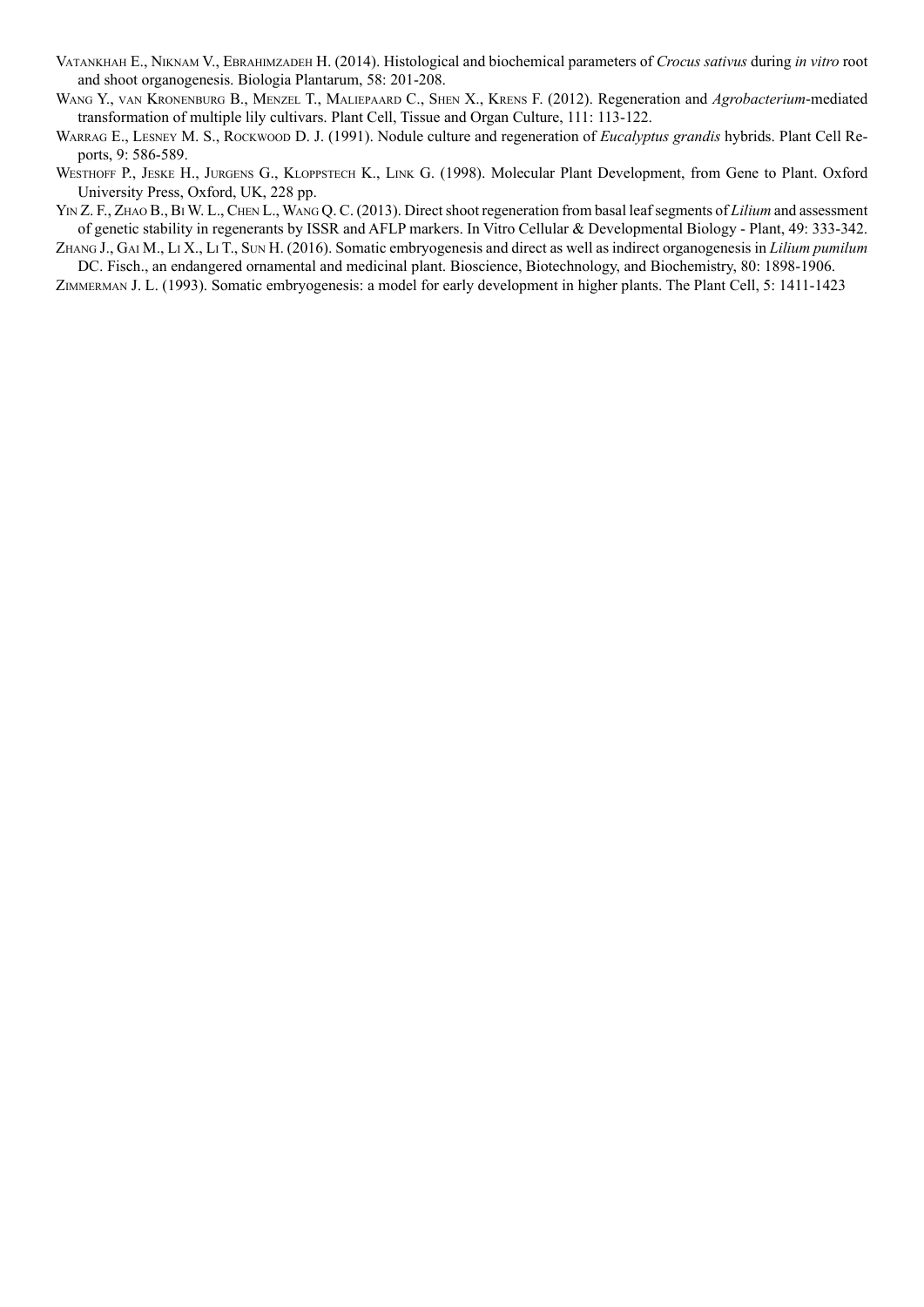Vatankhah E., Niknam V., Ebrahimzadeh H. (2014). Histological and biochemical parameters of *Crocus sativus* during *in vitro* root and shoot organogenesis. Biologia Plantarum, 58: 201-208.

Wang Y., van Kronenburg B., Menzel T., Maliepaard C., Shen X., Krens F. (2012). Regeneration and *Agrobacterium*-mediated transformation of multiple lily cultivars. Plant Cell, Tissue and Organ Culture, 111: 113-122.

Warrag E., Lesney M. S., Rockwood D. J. (1991). Nodule culture and regeneration of *Eucalyptus grandis* hybrids. Plant Cell Reports, 9: 586-589.

Westhoff P., Jeske H., Jurgens G., Kloppstech K., Link G. (1998). Molecular Plant Development, from Gene to Plant. Oxford University Press, Oxford, UK, 228 pp.

Yin Z. F., Zhao B., Bi W. L., Chen L., Wang Q. C. (2013). Direct shoot regeneration from basal leaf segments of *Lilium* and assessment of genetic stability in regenerants by ISSR and AFLP markers. In Vitro Cellular & Developmental Biology - Plant, 49: 333-342.

Zhang J., Gai M., Li X., Li T., Sun H. (2016). Somatic embryogenesis and direct as well as indirect organogenesis in *Lilium pumilum* DC. Fisch., an endangered ornamental and medicinal plant. Bioscience, Biotechnology, and Biochemistry, 80: 1898-1906.

Zimmerman J. L. (1993). Somatic embryogenesis: a model for early development in higher plants. The Plant Cell, 5: 1411-1423